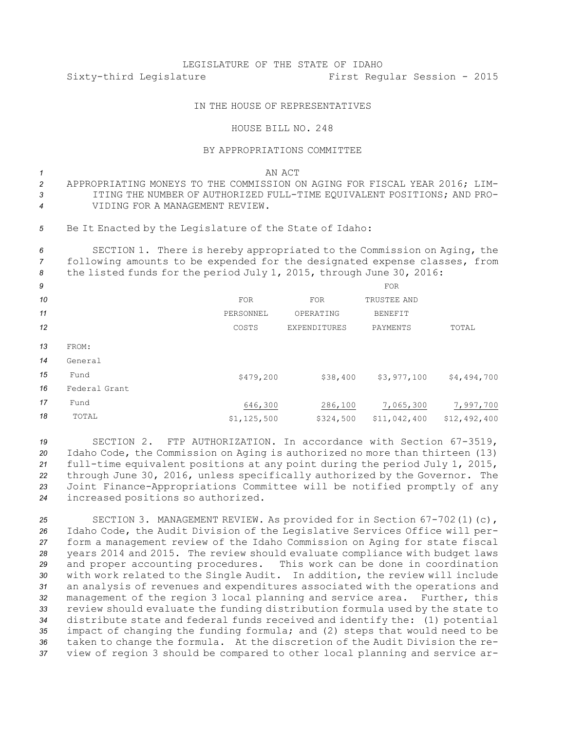LEGISLATURE OF THE STATE OF IDAHO

Sixty-third Legislature First Regular Session - 2015

IN THE HOUSE OF REPRESENTATIVES

HOUSE BILL NO. 248

BY APPROPRIATIONS COMMITTEE

AN ACT

APPROPRIATING MONEYS TO THE COMMISSION ON AGING FOR FISCAL YEAR 2016; LIMITING THE NUMBER OF AUTHORIZED FULL-TIME EQUIVALENT POSITIONS; AND PROVIDING FOR A MANAGEMENT REVIEW.

Be It Enacted by the Legislature of the State of Idaho:

SECTION 1. There is hereby appropriated to the Commission on Aging, the following amounts to be expended for the designated expense classes, from the listed funds for the period July 1, 2015, through June 30, 2016:

| | FOR PERSONNEL COSTS | FOR OPERATING EXPENDITURES | FOR TRUSTEE AND BENEFIT PAYMENTS | TOTAL |
|---|---|---|---|---|
| FROM: | | | | |
| General Fund | $479,200 | $38,400 | $3,977,100 | $4,494,700 |
| Federal Grant Fund | 646,300 | 286,100 | 7,065,300 | 7,997,700 |
| TOTAL | $1,125,500 | $324,500 | $11,042,400 | $12,492,400 |

SECTION 2. FTP AUTHORIZATION. In accordance with Section 67-3519, Idaho Code, the Commission on Aging is authorized no more than thirteen (13) full-time equivalent positions at any point during the period July 1, 2015, through June 30, 2016, unless specifically authorized by the Governor. The Joint Finance-Appropriations Committee will be notified promptly of any increased positions so authorized.

SECTION 3. MANAGEMENT REVIEW. As provided for in Section 67-702(1)(c), Idaho Code, the Audit Division of the Legislative Services Office will perform a management review of the Idaho Commission on Aging for state fiscal years 2014 and 2015. The review should evaluate compliance with budget laws and proper accounting procedures. This work can be done in coordination with work related to the Single Audit. In addition, the review will include an analysis of revenues and expenditures associated with the operations and management of the region 3 local planning and service area. Further, this review should evaluate the funding distribution formula used by the state to distribute state and federal funds received and identify the: (1) potential impact of changing the funding formula; and (2) steps that would need to be taken to change the formula. At the discretion of the Audit Division the review of region 3 should be compared to other local planning and service ar-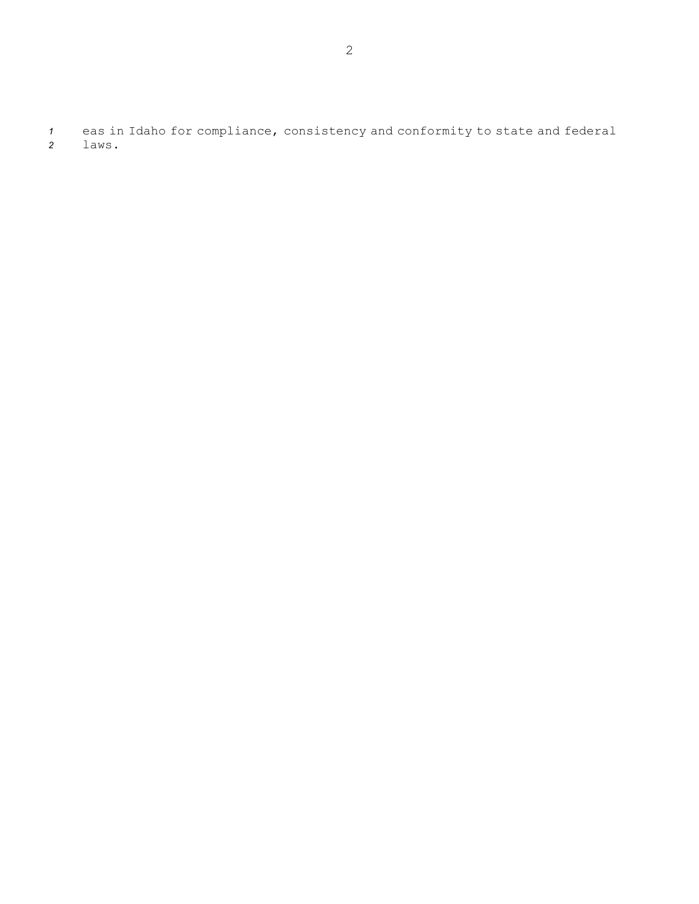eas in Idaho for compliance, consistency and conformity to state and federal laws.